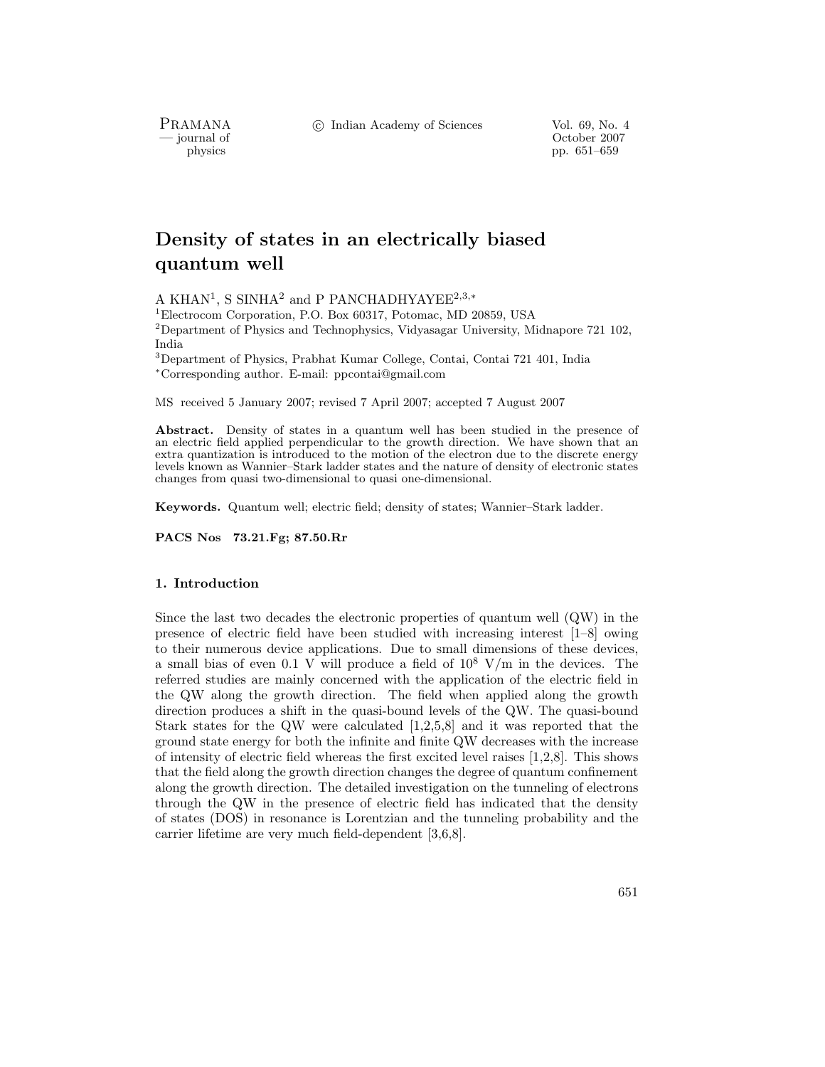# Density of states in an electrically biased quantum well

A KHAN[1], S SINHA[2] and P PANCHADHYAYEE[2,3,*]

[1]Electrocom Corporation, P.O. Box 60317, Potomac, MD 20859, USA
[2]Department of Physics and Technophysics, Vidyasagar University, Midnapore 721 102, India
[3]Department of Physics, Prabhat Kumar College, Contai, Contai 721 401, India
[*]Corresponding author. E-mail: ppcontai@gmail.com

MS received 5 January 2007; revised 7 April 2007; accepted 7 August 2007

**Abstract.** Density of states in a quantum well has been studied in the presence of an electric field applied perpendicular to the growth direction. We have shown that an extra quantization is introduced to the motion of the electron due to the discrete energy levels known as Wannier–Stark ladder states and the nature of density of electronic states changes from quasi two-dimensional to quasi one-dimensional.

**Keywords.** Quantum well; electric field; density of states; Wannier–Stark ladder.

**PACS Nos 73.21.Fg; 87.50.Rr**

## 1. Introduction

Since the last two decades the electronic properties of quantum well (QW) in the presence of electric field have been studied with increasing interest [1–8] owing to their numerous device applications. Due to small dimensions of these devices, a small bias of even 0.1 V will produce a field of $10^8$ V/m in the devices. The referred studies are mainly concerned with the application of the electric field in the QW along the growth direction. The field when applied along the growth direction produces a shift in the quasi-bound levels of the QW. The quasi-bound Stark states for the QW were calculated [1,2,5,8] and it was reported that the ground state energy for both the infinite and finite QW decreases with the increase of intensity of electric field whereas the first excited level raises [1,2,8]. This shows that the field along the growth direction changes the degree of quantum confinement along the growth direction. The detailed investigation on the tunneling of electrons through the QW in the presence of electric field has indicated that the density of states (DOS) in resonance is Lorentzian and the tunneling probability and the carrier lifetime are very much field-dependent [3,6,8].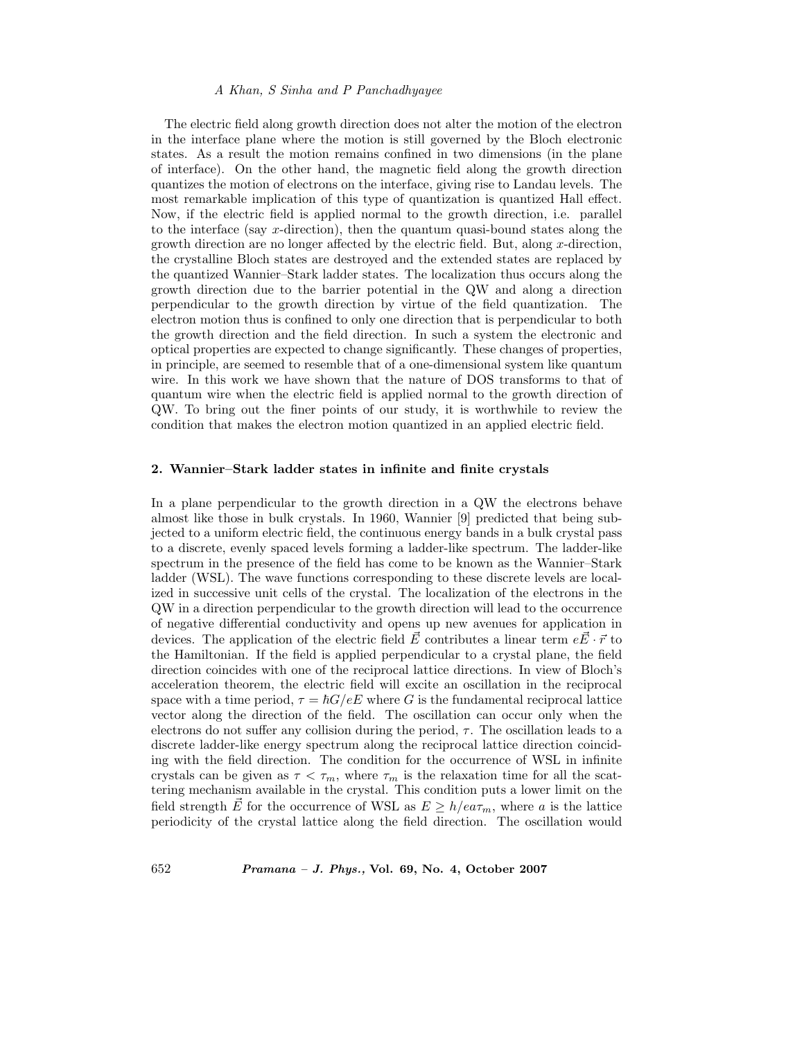The electric field along growth direction does not alter the motion of the electron in the interface plane where the motion is still governed by the Bloch electronic states. As a result the motion remains confined in two dimensions (in the plane of interface). On the other hand, the magnetic field along the growth direction quantizes the motion of electrons on the interface, giving rise to Landau levels. The most remarkable implication of this type of quantization is quantized Hall effect. Now, if the electric field is applied normal to the growth direction, i.e. parallel to the interface (say $x$-direction), then the quantum quasi-bound states along the growth direction are no longer affected by the electric field. But, along $x$-direction, the crystalline Bloch states are destroyed and the extended states are replaced by the quantized Wannier–Stark ladder states. The localization thus occurs along the growth direction due to the barrier potential in the QW and along a direction perpendicular to the growth direction by virtue of the field quantization. The electron motion thus is confined to only one direction that is perpendicular to both the growth direction and the field direction. In such a system the electronic and optical properties are expected to change significantly. These changes of properties, in principle, are seemed to resemble that of a one-dimensional system like quantum wire. In this work we have shown that the nature of DOS transforms to that of quantum wire when the electric field is applied normal to the growth direction of QW. To bring out the finer points of our study, it is worthwhile to review the condition that makes the electron motion quantized in an applied electric field.

## 2. Wannier–Stark ladder states in infinite and finite crystals

In a plane perpendicular to the growth direction in a QW the electrons behave almost like those in bulk crystals. In 1960, Wannier [9] predicted that being subjected to a uniform electric field, the continuous energy bands in a bulk crystal pass to a discrete, evenly spaced levels forming a ladder-like spectrum. The ladder-like spectrum in the presence of the field has come to be known as the Wannier–Stark ladder (WSL). The wave functions corresponding to these discrete levels are localized in successive unit cells of the crystal. The localization of the electrons in the QW in a direction perpendicular to the growth direction will lead to the occurrence of negative differential conductivity and opens up new avenues for application in devices. The application of the electric field $\vec{E}$ contributes a linear term $e\vec{E}\cdot\vec{r}$ to the Hamiltonian. If the field is applied perpendicular to a crystal plane, the field direction coincides with one of the reciprocal lattice directions. In view of Bloch's acceleration theorem, the electric field will excite an oscillation in the reciprocal space with a time period, $\tau = \hbar G/eE$ where $G$ is the fundamental reciprocal lattice vector along the direction of the field. The oscillation can occur only when the electrons do not suffer any collision during the period, $\tau$. The oscillation leads to a discrete ladder-like energy spectrum along the reciprocal lattice direction coinciding with the field direction. The condition for the occurrence of WSL in infinite crystals can be given as $\tau < \tau_m$, where $\tau_m$ is the relaxation time for all the scattering mechanism available in the crystal. This condition puts a lower limit on the field strength $\vec{E}$ for the occurrence of WSL as $E \geq h/ea\tau_m$, where $a$ is the lattice periodicity of the crystal lattice along the field direction. The oscillation would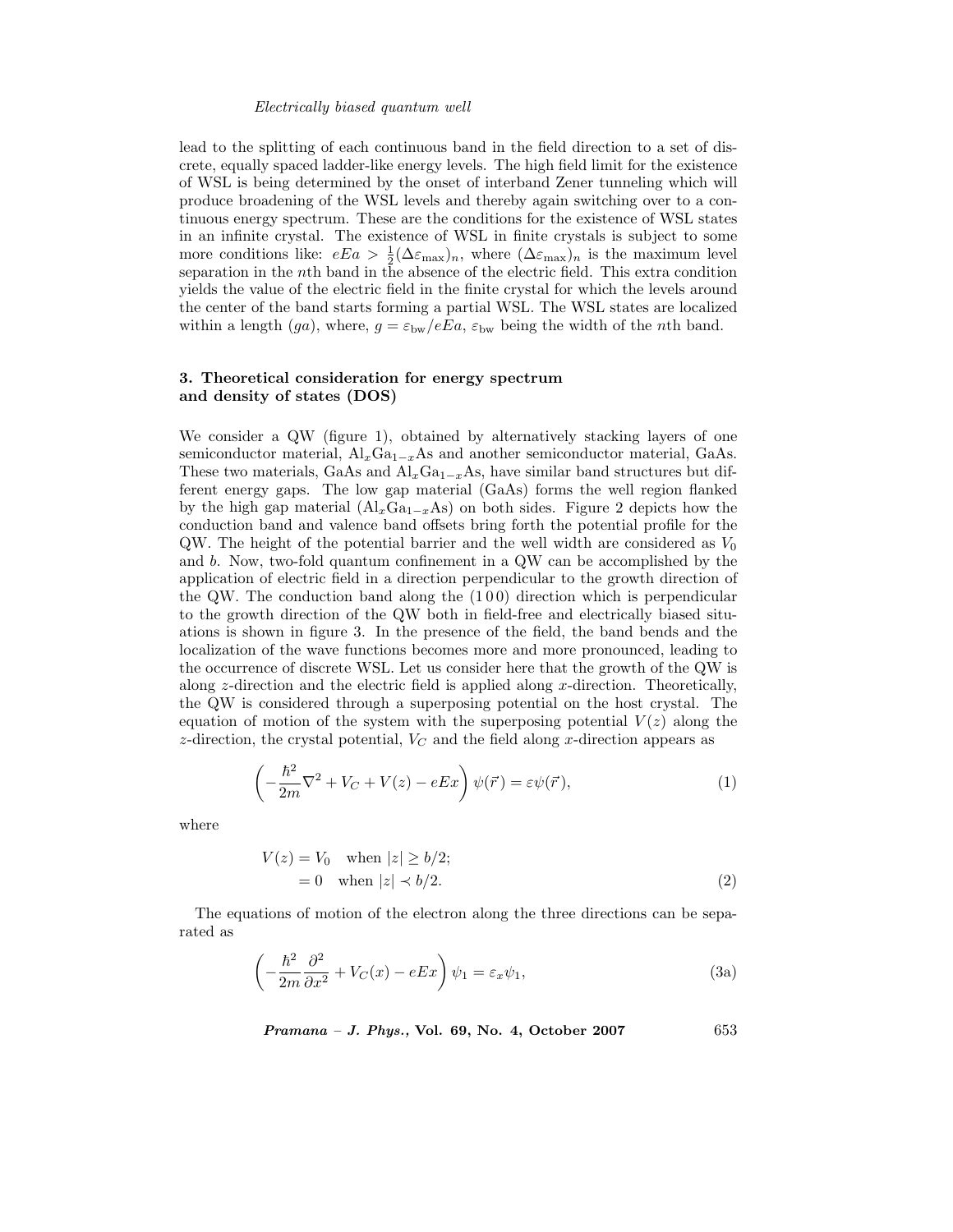lead to the splitting of each continuous band in the field direction to a set of discrete, equally spaced ladder-like energy levels. The high field limit for the existence of WSL is being determined by the onset of interband Zener tunneling which will produce broadening of the WSL levels and thereby again switching over to a continuous energy spectrum. These are the conditions for the existence of WSL states in an infinite crystal. The existence of WSL in finite crystals is subject to some more conditions like: $eEa > \frac{1}{2}(\Delta\varepsilon_{\max})_n$, where $(\Delta\varepsilon_{\max})_n$ is the maximum level separation in the $n$th band in the absence of the electric field. This extra condition yields the value of the electric field in the finite crystal for which the levels around the center of the band starts forming a partial WSL. The WSL states are localized within a length $(ga)$, where, $g = \varepsilon_{\text{bw}}/eEa$, $\varepsilon_{\text{bw}}$ being the width of the $n$th band.

## 3. Theoretical consideration for energy spectrum and density of states (DOS)

We consider a QW (figure 1), obtained by alternatively stacking layers of one semiconductor material, $Al_xGa_{1-x}As$ and another semiconductor material, GaAs. These two materials, GaAs and $Al_xGa_{1-x}As$, have similar band structures but different energy gaps. The low gap material (GaAs) forms the well region flanked by the high gap material ($Al_xGa_{1-x}As$) on both sides. Figure 2 depicts how the conduction band and valence band offsets bring forth the potential profile for the QW. The height of the potential barrier and the well width are considered as $V_0$ and $b$. Now, two-fold quantum confinement in a QW can be accomplished by the application of electric field in a direction perpendicular to the growth direction of the QW. The conduction band along the (1 0 0) direction which is perpendicular to the growth direction of the QW both in field-free and electrically biased situations is shown in figure 3. In the presence of the field, the band bends and the localization of the wave functions becomes more and more pronounced, leading to the occurrence of discrete WSL. Let us consider here that the growth of the QW is along $z$-direction and the electric field is applied along $x$-direction. Theoretically, the QW is considered through a superposing potential on the host crystal. The equation of motion of the system with the superposing potential $V(z)$ along the $z$-direction, the crystal potential, $V_C$ and the field along $x$-direction appears as

$$\left(-\frac{\hbar^2}{2m}\nabla^2 + V_C + V(z) - eEx\right)\psi(\vec{r}) = \varepsilon\psi(\vec{r}), \tag{1}$$

where

$$\begin{aligned} V(z) &= V_0 \quad \text{when } |z| \geq b/2; \\ &= 0 \quad \text{when } |z| \prec b/2. \end{aligned} \tag{2}$$

The equations of motion of the electron along the three directions can be separated as

$$\left(-\frac{\hbar^2}{2m}\frac{\partial^2}{\partial x^2} + V_C(x) - eEx\right)\psi_1 = \varepsilon_x\psi_1, \tag{3a}$$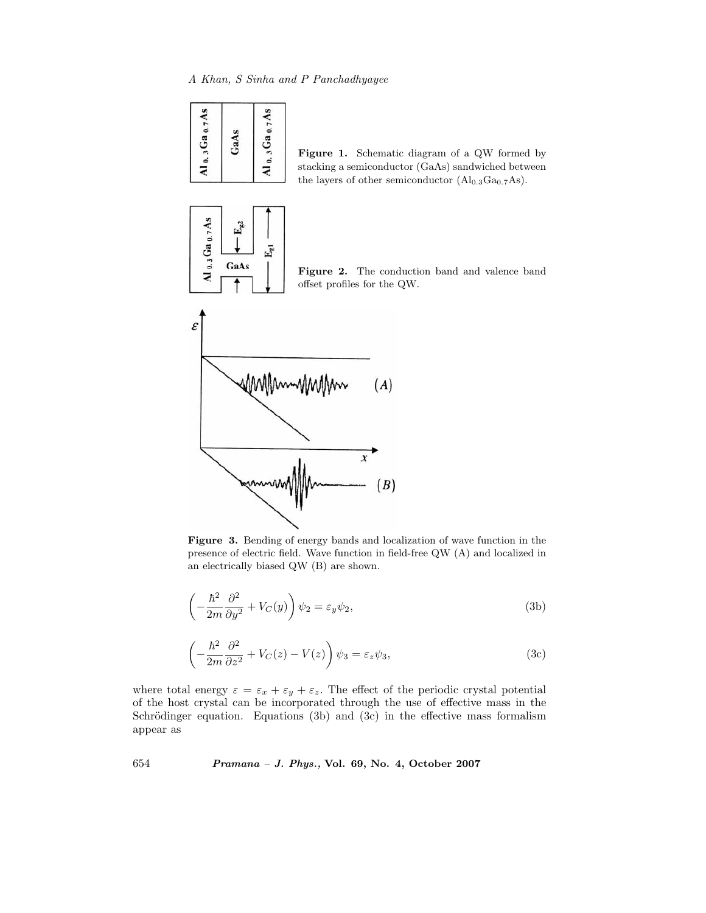**Figure 1.** Schematic diagram of a QW formed by stacking a semiconductor (GaAs) sandwiched between the layers of other semiconductor ($Al_{0.3}Ga_{0.7}As$).

**Figure 2.** The conduction band and valence band offset profiles for the QW.

**Figure 3.** Bending of energy bands and localization of wave function in the presence of electric field. Wave function in field-free QW (A) and localized in an electrically biased QW (B) are shown.

$$\left(-\frac{\hbar^2}{2m}\frac{\partial^2}{\partial y^2} + V_C(y)\right)\psi_2 = \varepsilon_y \psi_2, \tag{3b}$$

$$\left(-\frac{\hbar^2}{2m}\frac{\partial^2}{\partial z^2} + V_C(z) - V(z)\right)\psi_3 = \varepsilon_z \psi_3, \tag{3c}$$

where total energy $\varepsilon = \varepsilon_x + \varepsilon_y + \varepsilon_z$. The effect of the periodic crystal potential of the host crystal can be incorporated through the use of effective mass in the Schrödinger equation. Equations (3b) and (3c) in the effective mass formalism appear as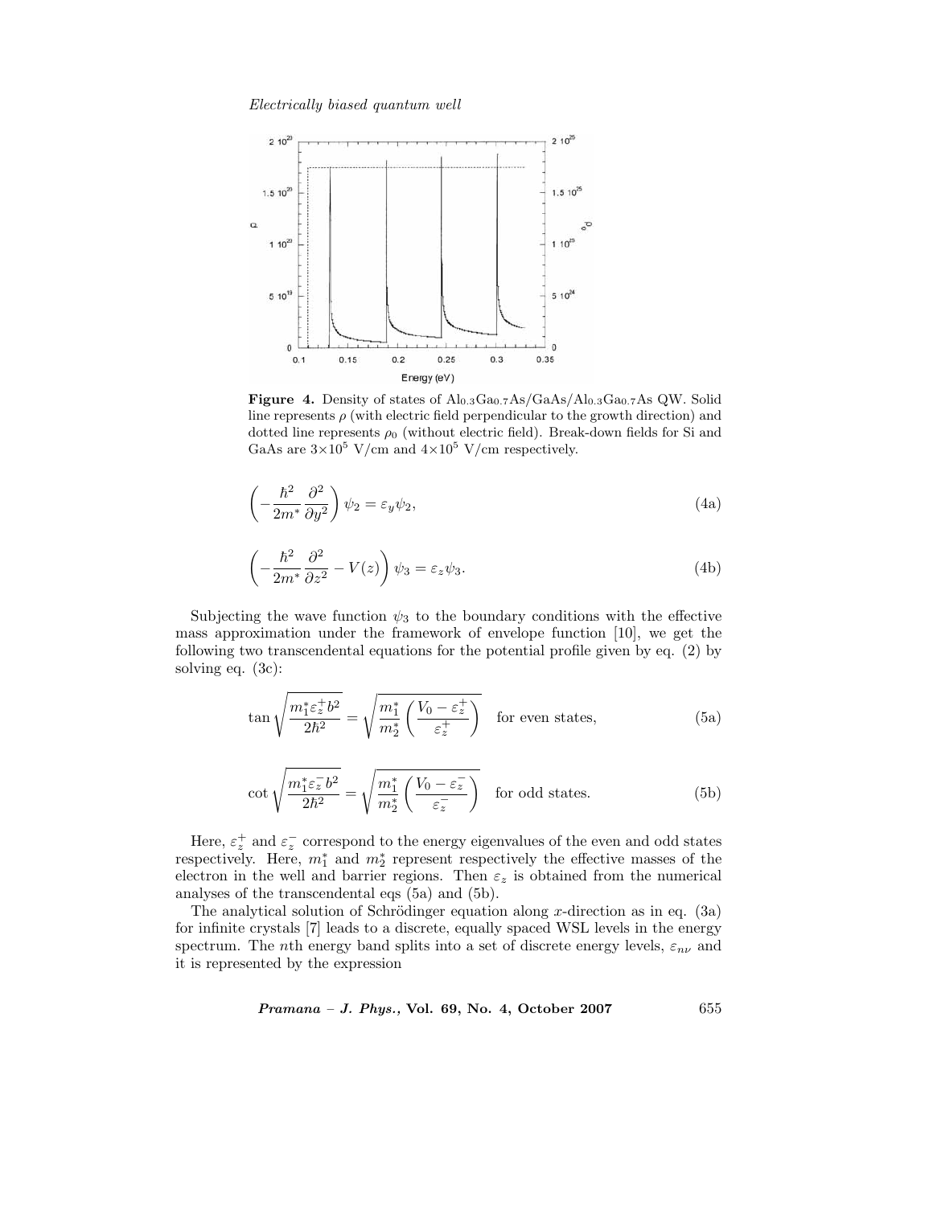**Figure 4.** Density of states of $Al_{0.3}Ga_{0.7}As/GaAs/Al_{0.3}Ga_{0.7}As$ QW. Solid line represents $\rho$ (with electric field perpendicular to the growth direction) and dotted line represents $\rho_0$ (without electric field). Break-down fields for Si and GaAs are $3\times10^5$ V/cm and $4\times10^5$ V/cm respectively.

$$\left(-\frac{\hbar^2}{2m^*}\frac{\partial^2}{\partial y^2}\right)\psi_2 = \varepsilon_y\psi_2, \tag{4a}$$

$$\left(-\frac{\hbar^2}{2m^*}\frac{\partial^2}{\partial z^2} - V(z)\right)\psi_3 = \varepsilon_z\psi_3. \tag{4b}$$

Subjecting the wave function $\psi_3$ to the boundary conditions with the effective mass approximation under the framework of envelope function [10], we get the following two transcendental equations for the potential profile given by eq. (2) by solving eq. (3c):

$$\tan\sqrt{\frac{m_1^*\varepsilon_z^+ b^2}{2\hbar^2}} = \sqrt{\frac{m_1^*}{m_2^*}\left(\frac{V_0-\varepsilon_z^+}{\varepsilon_z^+}\right)} \quad \text{for even states,} \tag{5a}$$

$$\cot\sqrt{\frac{m_1^*\varepsilon_z^- b^2}{2\hbar^2}} = \sqrt{\frac{m_1^*}{m_2^*}\left(\frac{V_0-\varepsilon_z^-}{\varepsilon_z^-}\right)} \quad \text{for odd states.} \tag{5b}$$

Here, $\varepsilon_z^+$ and $\varepsilon_z^-$ correspond to the energy eigenvalues of the even and odd states respectively. Here, $m_1^*$ and $m_2^*$ represent respectively the effective masses of the electron in the well and barrier regions. Then $\varepsilon_z$ is obtained from the numerical analyses of the transcendental eqs (5a) and (5b).

The analytical solution of Schrödinger equation along $x$-direction as in eq. (3a) for infinite crystals [7] leads to a discrete, equally spaced WSL levels in the energy spectrum. The $n$th energy band splits into a set of discrete energy levels, $\varepsilon_{n\nu}$ and it is represented by the expression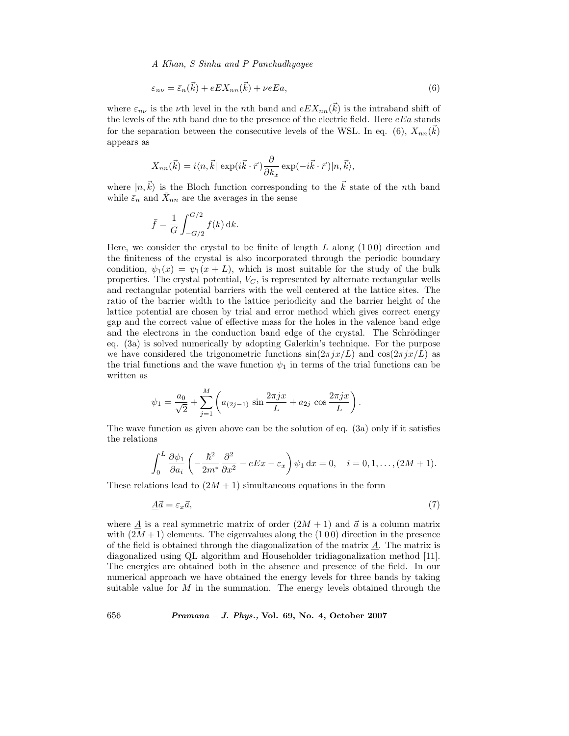$$\varepsilon_{n\nu} = \bar{\varepsilon}_n(\vec{k}) + eEX_{nn}(\vec{k}) + \nu eEa, \tag{6}$$

where $\varepsilon_{n\nu}$ is the $\nu$th level in the $n$th band and $eEX_{nn}(\vec{k})$ is the intraband shift of the levels of the $n$th band due to the presence of the electric field. Here $eEa$ stands for the separation between the consecutive levels of the WSL. In eq. (6), $X_{nn}(\vec{k})$ appears as

$$X_{nn}(\vec{k}) = i\langle n, \vec{k}|\, \exp(i\vec{k}\cdot\vec{r})\frac{\partial}{\partial k_x}\exp(-i\vec{k}\cdot\vec{r})|n, \vec{k}\rangle,$$

where $|n, \vec{k}\rangle$ is the Bloch function corresponding to the $\vec{k}$ state of the $n$th band while $\bar{\varepsilon}_n$ and $\bar{X}_{nn}$ are the averages in the sense

$$\bar{f} = \frac{1}{G}\int_{-G/2}^{G/2} f(k)\,\mathrm{d}k.$$

Here, we consider the crystal to be finite of length $L$ along (1 0 0) direction and the finiteness of the crystal is also incorporated through the periodic boundary condition, $\psi_1(x) = \psi_1(x+L)$, which is most suitable for the study of the bulk properties. The crystal potential, $V_C$, is represented by alternate rectangular wells and rectangular potential barriers with the well centered at the lattice sites. The ratio of the barrier width to the lattice periodicity and the barrier height of the lattice potential are chosen by trial and error method which gives correct energy gap and the correct value of effective mass for the holes in the valence band edge and the electrons in the conduction band edge of the crystal. The Schrödinger eq. (3a) is solved numerically by adopting Galerkin's technique. For the purpose we have considered the trigonometric functions $\sin(2\pi jx/L)$ and $\cos(2\pi jx/L)$ as the trial functions and the wave function $\psi_1$ in terms of the trial functions can be written as

$$\psi_1 = \frac{a_0}{\sqrt{2}} + \sum_{j=1}^{M}\left(a_{(2j-1)}\,\sin\frac{2\pi jx}{L} + a_{2j}\,\cos\frac{2\pi jx}{L}\right).$$

The wave function as given above can be the solution of eq. (3a) only if it satisfies the relations

$$\int_0^L \frac{\partial\psi_1}{\partial a_i}\left(-\frac{\hbar^2}{2m^*}\frac{\partial^2}{\partial x^2} - eEx - \varepsilon_x\right)\psi_1\,\mathrm{d}x = 0, \quad i = 0, 1, \ldots, (2M+1).$$

These relations lead to $(2M+1)$ simultaneous equations in the form

$$\underline{A}\vec{a} = \varepsilon_x\vec{a}, \tag{7}$$

where $\underline{A}$ is a real symmetric matrix of order $(2M+1)$ and $\vec{a}$ is a column matrix with $(2M+1)$ elements. The eigenvalues along the (1 0 0) direction in the presence of the field is obtained through the diagonalization of the matrix $\underline{A}$. The matrix is diagonalized using QL algorithm and Householder tridiagonalization method [11]. The energies are obtained both in the absence and presence of the field. In our numerical approach we have obtained the energy levels for three bands by taking suitable value for $M$ in the summation. The energy levels obtained through the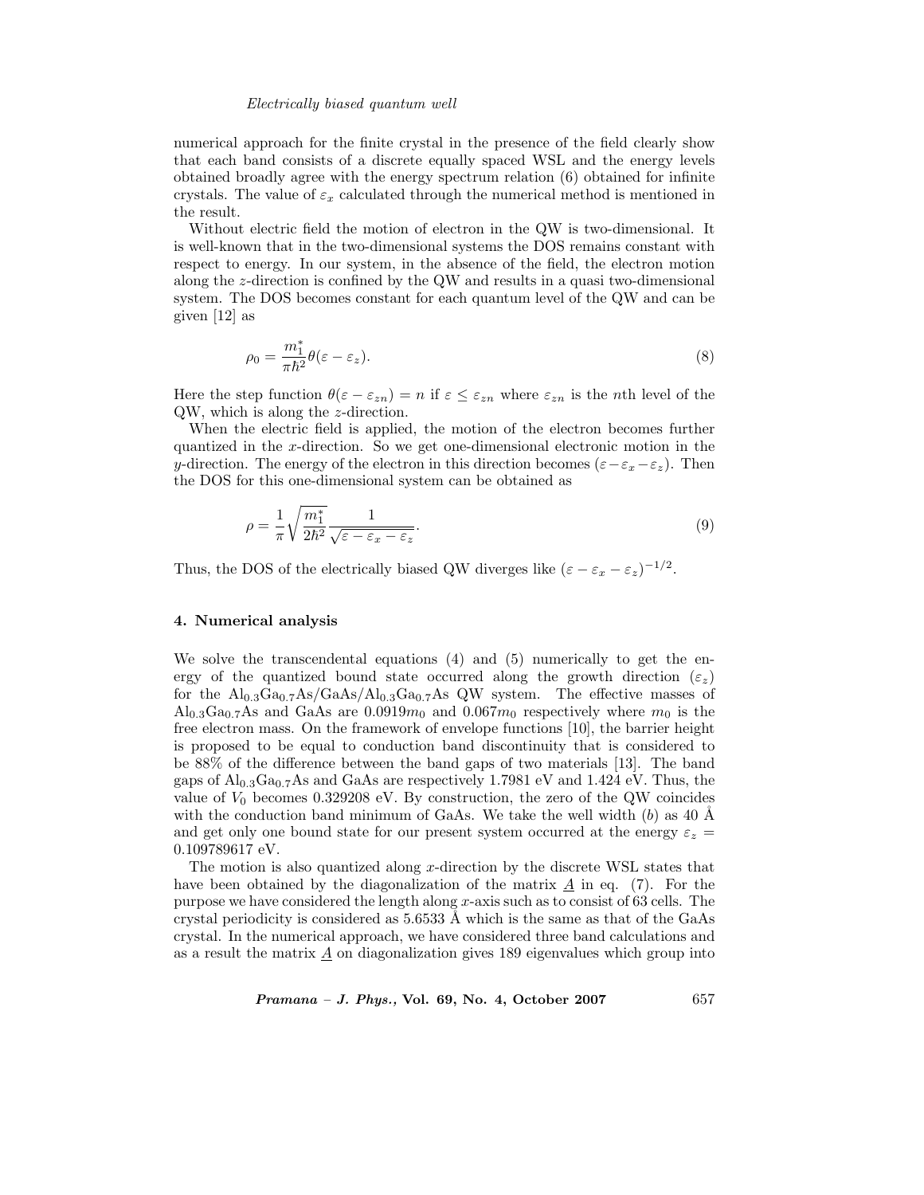numerical approach for the finite crystal in the presence of the field clearly show that each band consists of a discrete equally spaced WSL and the energy levels obtained broadly agree with the energy spectrum relation (6) obtained for infinite crystals. The value of $\varepsilon_x$ calculated through the numerical method is mentioned in the result.

Without electric field the motion of electron in the QW is two-dimensional. It is well-known that in the two-dimensional systems the DOS remains constant with respect to energy. In our system, in the absence of the field, the electron motion along the $z$-direction is confined by the QW and results in a quasi two-dimensional system. The DOS becomes constant for each quantum level of the QW and can be given [12] as

$$\rho_0 = \frac{m_1^*}{\pi\hbar^2}\theta(\varepsilon - \varepsilon_z). \tag{8}$$

Here the step function $\theta(\varepsilon - \varepsilon_{zn}) = n$ if $\varepsilon \leq \varepsilon_{zn}$ where $\varepsilon_{zn}$ is the $n$th level of the QW, which is along the $z$-direction.

When the electric field is applied, the motion of the electron becomes further quantized in the $x$-direction. So we get one-dimensional electronic motion in the $y$-direction. The energy of the electron in this direction becomes $(\varepsilon - \varepsilon_x - \varepsilon_z)$. Then the DOS for this one-dimensional system can be obtained as

$$\rho = \frac{1}{\pi}\sqrt{\frac{m_1^*}{2\hbar^2}}\frac{1}{\sqrt{\varepsilon - \varepsilon_x - \varepsilon_z}}. \tag{9}$$

Thus, the DOS of the electrically biased QW diverges like $(\varepsilon - \varepsilon_x - \varepsilon_z)^{-1/2}$.

## 4. Numerical analysis

We solve the transcendental equations (4) and (5) numerically to get the energy of the quantized bound state occurred along the growth direction ($\varepsilon_z$) for the $Al_{0.3}Ga_{0.7}As/GaAs/Al_{0.3}Ga_{0.7}As$ QW system. The effective masses of $Al_{0.3}Ga_{0.7}As$ and GaAs are $0.0919m_0$ and $0.067m_0$ respectively where $m_0$ is the free electron mass. On the framework of envelope functions [10], the barrier height is proposed to be equal to conduction band discontinuity that is considered to be 88% of the difference between the band gaps of two materials [13]. The band gaps of $Al_{0.3}Ga_{0.7}As$ and GaAs are respectively 1.7981 eV and 1.424 eV. Thus, the value of $V_0$ becomes 0.329208 eV. By construction, the zero of the QW coincides with the conduction band minimum of GaAs. We take the well width ($b$) as 40 Å and get only one bound state for our present system occurred at the energy $\varepsilon_z = 0.109789617$ eV.

The motion is also quantized along $x$-direction by the discrete WSL states that have been obtained by the diagonalization of the matrix $\underline{A}$ in eq. (7). For the purpose we have considered the length along $x$-axis such as to consist of 63 cells. The crystal periodicity is considered as 5.6533 Å which is the same as that of the GaAs crystal. In the numerical approach, we have considered three band calculations and as a result the matrix $\underline{A}$ on diagonalization gives 189 eigenvalues which group into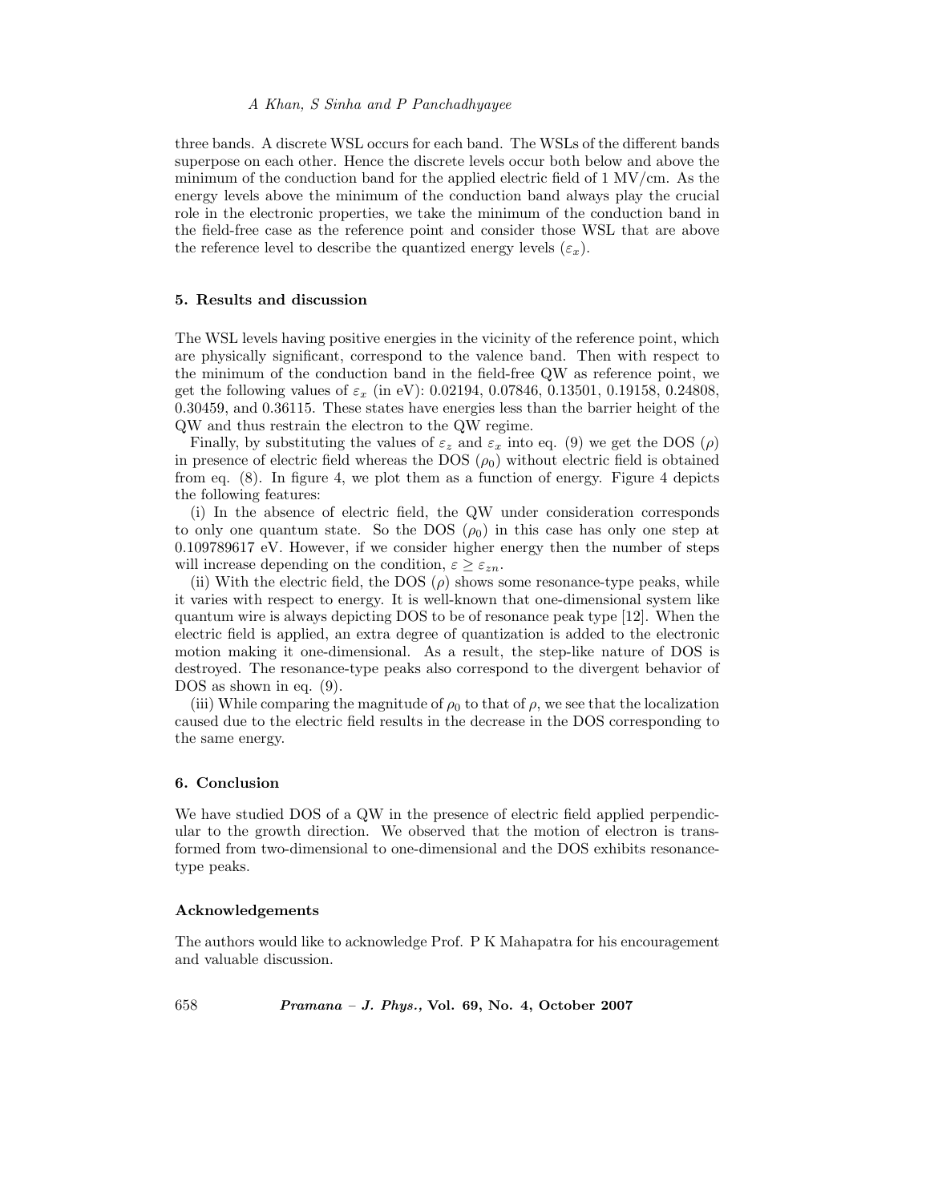three bands. A discrete WSL occurs for each band. The WSLs of the different bands superpose on each other. Hence the discrete levels occur both below and above the minimum of the conduction band for the applied electric field of 1 MV/cm. As the energy levels above the minimum of the conduction band always play the crucial role in the electronic properties, we take the minimum of the conduction band in the field-free case as the reference point and consider those WSL that are above the reference level to describe the quantized energy levels ($\varepsilon_x$).

## 5. Results and discussion

The WSL levels having positive energies in the vicinity of the reference point, which are physically significant, correspond to the valence band. Then with respect to the minimum of the conduction band in the field-free QW as reference point, we get the following values of $\varepsilon_x$ (in eV): 0.02194, 0.07846, 0.13501, 0.19158, 0.24808, 0.30459, and 0.36115. These states have energies less than the barrier height of the QW and thus restrain the electron to the QW regime.

Finally, by substituting the values of $\varepsilon_z$ and $\varepsilon_x$ into eq. (9) we get the DOS ($\rho$) in presence of electric field whereas the DOS ($\rho_0$) without electric field is obtained from eq. (8). In figure 4, we plot them as a function of energy. Figure 4 depicts the following features:

(i) In the absence of electric field, the QW under consideration corresponds to only one quantum state. So the DOS ($\rho_0$) in this case has only one step at 0.109789617 eV. However, if we consider higher energy then the number of steps will increase depending on the condition, $\varepsilon \geq \varepsilon_{zn}$.

(ii) With the electric field, the DOS ($\rho$) shows some resonance-type peaks, while it varies with respect to energy. It is well-known that one-dimensional system like quantum wire is always depicting DOS to be of resonance peak type [12]. When the electric field is applied, an extra degree of quantization is added to the electronic motion making it one-dimensional. As a result, the step-like nature of DOS is destroyed. The resonance-type peaks also correspond to the divergent behavior of DOS as shown in eq. (9).

(iii) While comparing the magnitude of $\rho_0$ to that of $\rho$, we see that the localization caused due to the electric field results in the decrease in the DOS corresponding to the same energy.

## 6. Conclusion

We have studied DOS of a QW in the presence of electric field applied perpendicular to the growth direction. We observed that the motion of electron is transformed from two-dimensional to one-dimensional and the DOS exhibits resonance-type peaks.

### Acknowledgements

The authors would like to acknowledge Prof. P K Mahapatra for his encouragement and valuable discussion.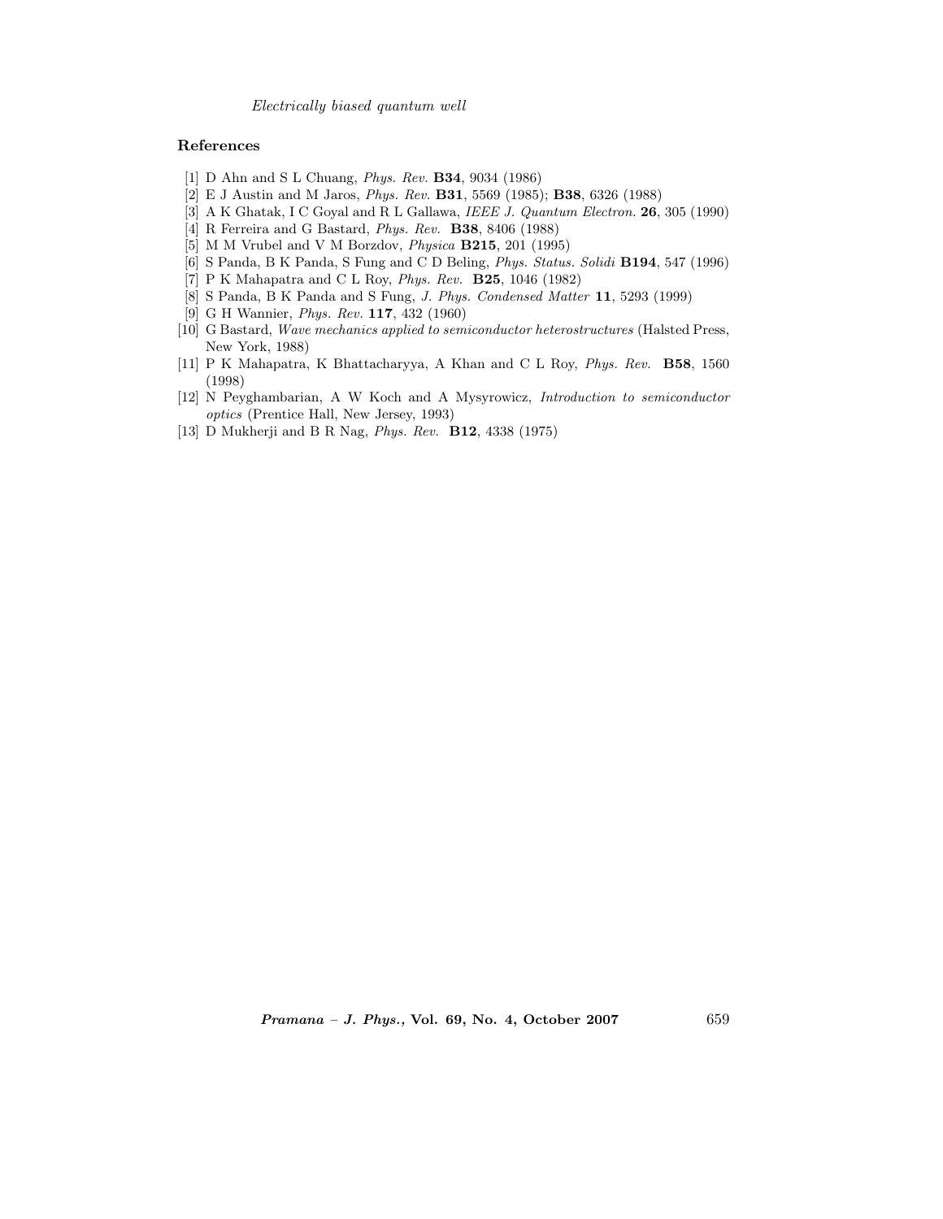## References

[1] D Ahn and S L Chuang, *Phys. Rev.* **B34**, 9034 (1986)

[2] E J Austin and M Jaros, *Phys. Rev.* **B31**, 5569 (1985); **B38**, 6326 (1988)

[3] A K Ghatak, I C Goyal and R L Gallawa, *IEEE J. Quantum Electron.* **26**, 305 (1990)

[4] R Ferreira and G Bastard, *Phys. Rev.* **B38**, 8406 (1988)

[5] M M Vrubel and V M Borzdov, *Physica* **B215**, 201 (1995)

[6] S Panda, B K Panda, S Fung and C D Beling, *Phys. Status. Solidi* **B194**, 547 (1996)

[7] P K Mahapatra and C L Roy, *Phys. Rev.* **B25**, 1046 (1982)

[8] S Panda, B K Panda and S Fung, *J. Phys. Condensed Matter* **11**, 5293 (1999)

[9] G H Wannier, *Phys. Rev.* **117**, 432 (1960)

[10] G Bastard, *Wave mechanics applied to semiconductor heterostructures* (Halsted Press, New York, 1988)

[11] P K Mahapatra, K Bhattacharyya, A Khan and C L Roy, *Phys. Rev.* **B58**, 1560 (1998)

[12] N Peyghambarian, A W Koch and A Mysyrowicz, *Introduction to semiconductor optics* (Prentice Hall, New Jersey, 1993)

[13] D Mukherji and B R Nag, *Phys. Rev.* **B12**, 4338 (1975)